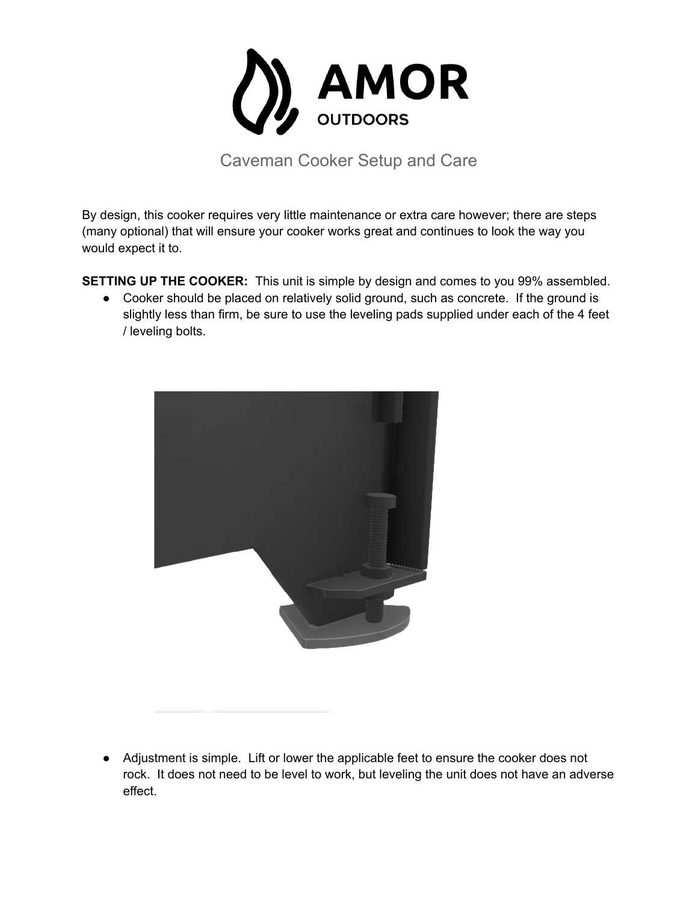# AMOR OUTDOORS

## Caveman Cooker Setup and Care

By design, this cooker requires very little maintenance or extra care however; there are steps (many optional) that will ensure your cooker works great and continues to look the way you would expect it to.

**SETTING UP THE COOKER:** This unit is simple by design and comes to you 99% assembled.

- Cooker should be placed on relatively solid ground, such as concrete. If the ground is slightly less than firm, be sure to use the leveling pads supplied under each of the 4 feet / leveling bolts.

- Adjustment is simple. Lift or lower the applicable feet to ensure the cooker does not rock. It does not need to be level to work, but leveling the unit does not have an adverse effect.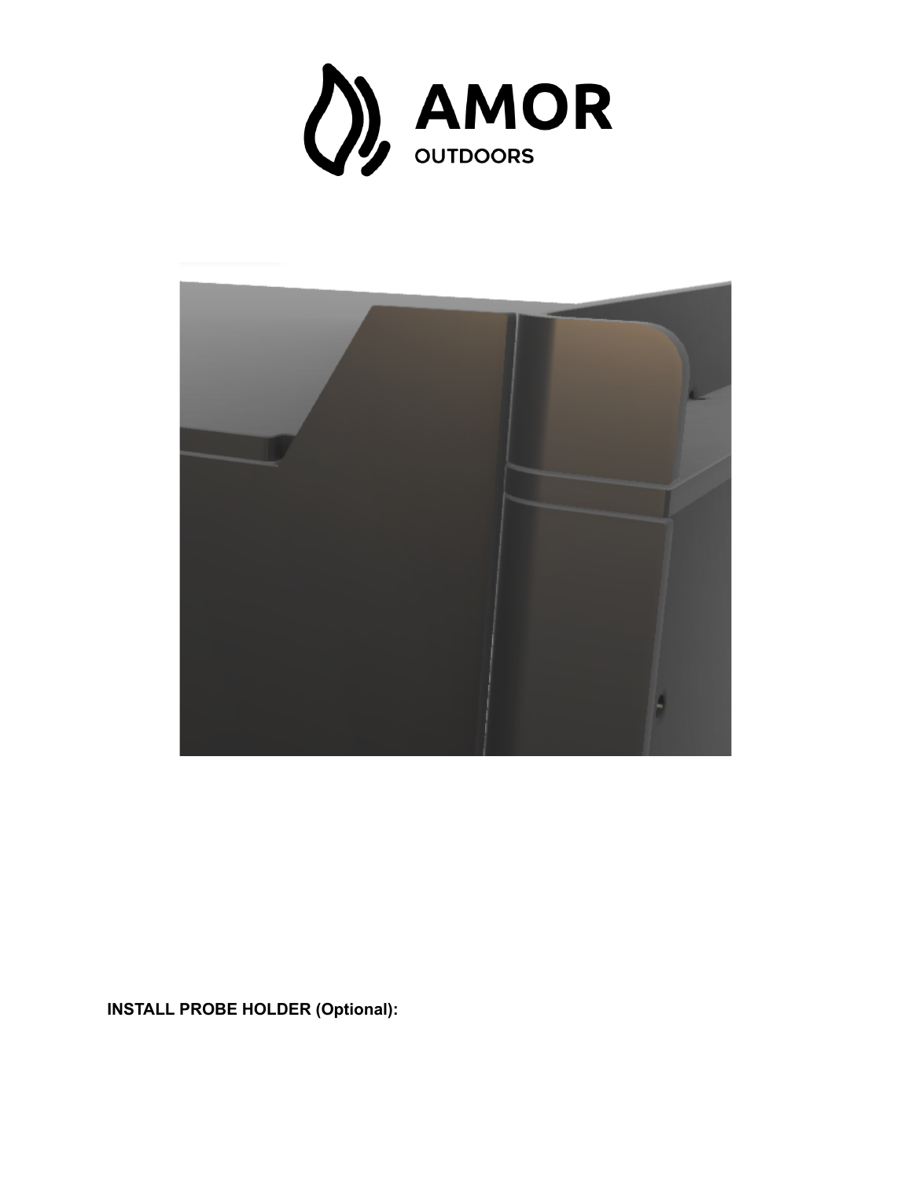**INSTALL PROBE HOLDER (Optional):**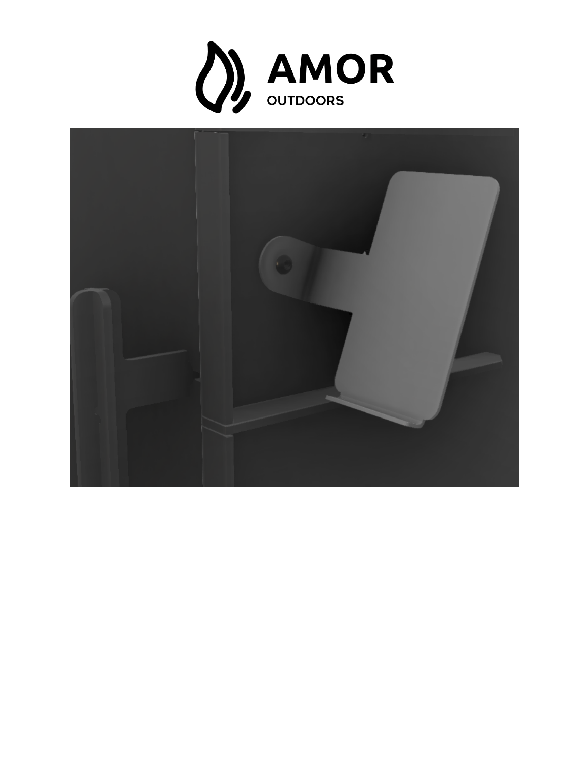AMOR

OUTDOORS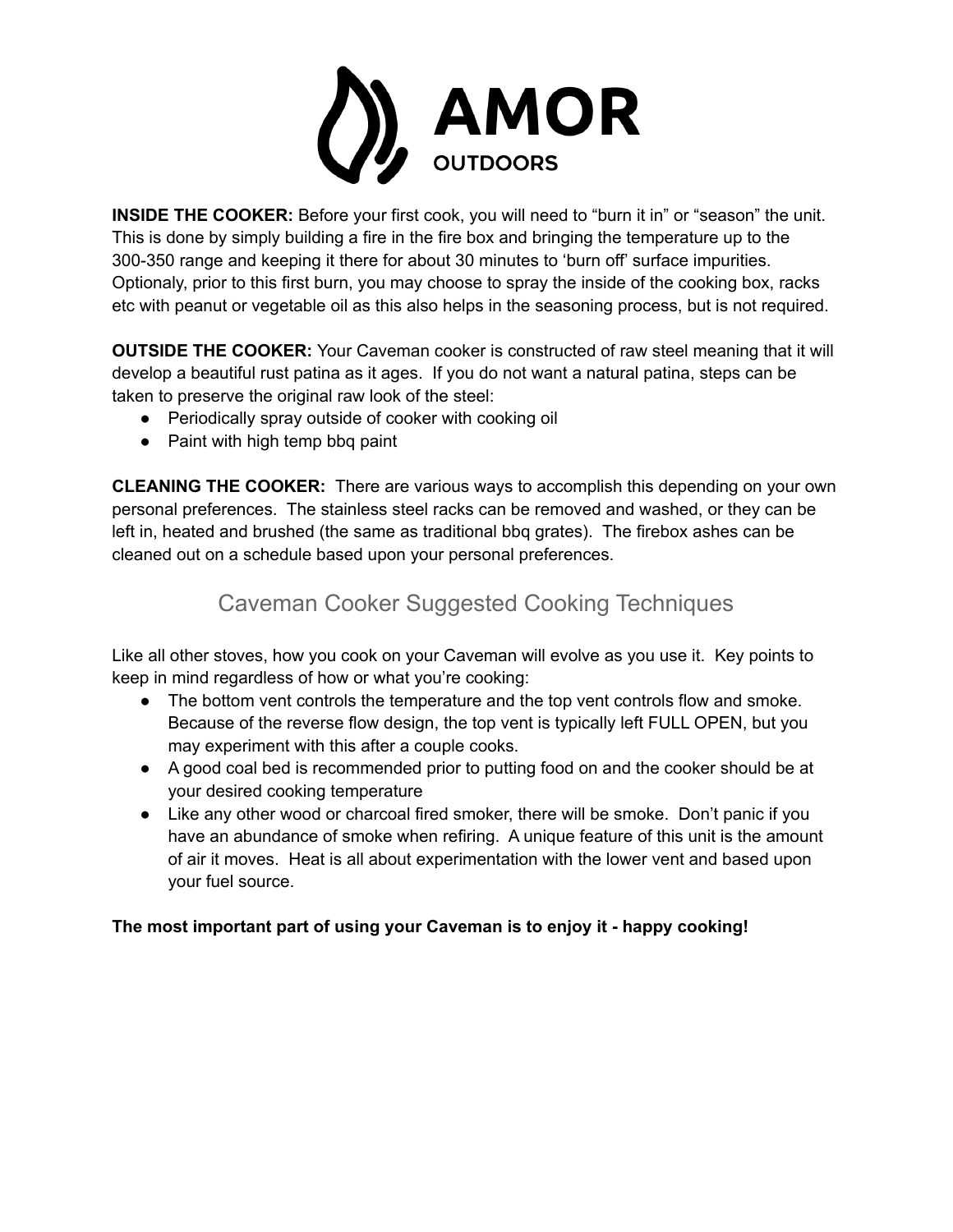# AMOR OUTDOORS

**INSIDE THE COOKER:** Before your first cook, you will need to "burn it in" or "season" the unit. This is done by simply building a fire in the fire box and bringing the temperature up to the 300-350 range and keeping it there for about 30 minutes to 'burn off' surface impurities. Optionaly, prior to this first burn, you may choose to spray the inside of the cooking box, racks etc with peanut or vegetable oil as this also helps in the seasoning process, but is not required.

**OUTSIDE THE COOKER:** Your Caveman cooker is constructed of raw steel meaning that it will develop a beautiful rust patina as it ages. If you do not want a natural patina, steps can be taken to preserve the original raw look of the steel:

- Periodically spray outside of cooker with cooking oil
- Paint with high temp bbq paint

**CLEANING THE COOKER:** There are various ways to accomplish this depending on your own personal preferences. The stainless steel racks can be removed and washed, or they can be left in, heated and brushed (the same as traditional bbq grates). The firebox ashes can be cleaned out on a schedule based upon your personal preferences.

## Caveman Cooker Suggested Cooking Techniques

Like all other stoves, how you cook on your Caveman will evolve as you use it. Key points to keep in mind regardless of how or what you're cooking:

- The bottom vent controls the temperature and the top vent controls flow and smoke. Because of the reverse flow design, the top vent is typically left FULL OPEN, but you may experiment with this after a couple cooks.
- A good coal bed is recommended prior to putting food on and the cooker should be at your desired cooking temperature
- Like any other wood or charcoal fired smoker, there will be smoke. Don't panic if you have an abundance of smoke when refiring. A unique feature of this unit is the amount of air it moves. Heat is all about experimentation with the lower vent and based upon your fuel source.

**The most important part of using your Caveman is to enjoy it - happy cooking!**